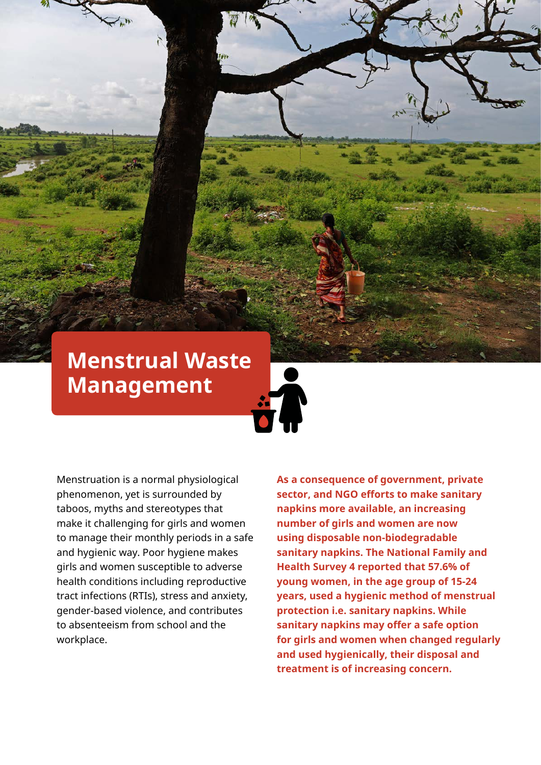# Menstrual Waste Management

Menstruation is a normal physiological phenomenon, yet is surrounded by taboos, myths and stereotypes that make it challenging for girls and women to manage their monthly periods in a safe and hygienic way. Poor hygiene makes girls and women susceptible to adverse health conditions including reproductive tract infections (RTIs), stress and anxiety, gender-based violence, and contributes to absenteeism from school and the workplace.

**As a consequence of government, private sector, and NGO efforts to make sanitary napkins more available, an increasing number of girls and women are now using disposable non-biodegradable sanitary napkins. The National Family and Health Survey 4 reported that 57.6% of young women, in the age group of 15-24 years, used a hygienic method of menstrual protection i.e. sanitary napkins. While sanitary napkins may offer a safe option for girls and women when changed regularly and used hygienically, their disposal and treatment is of increasing concern.**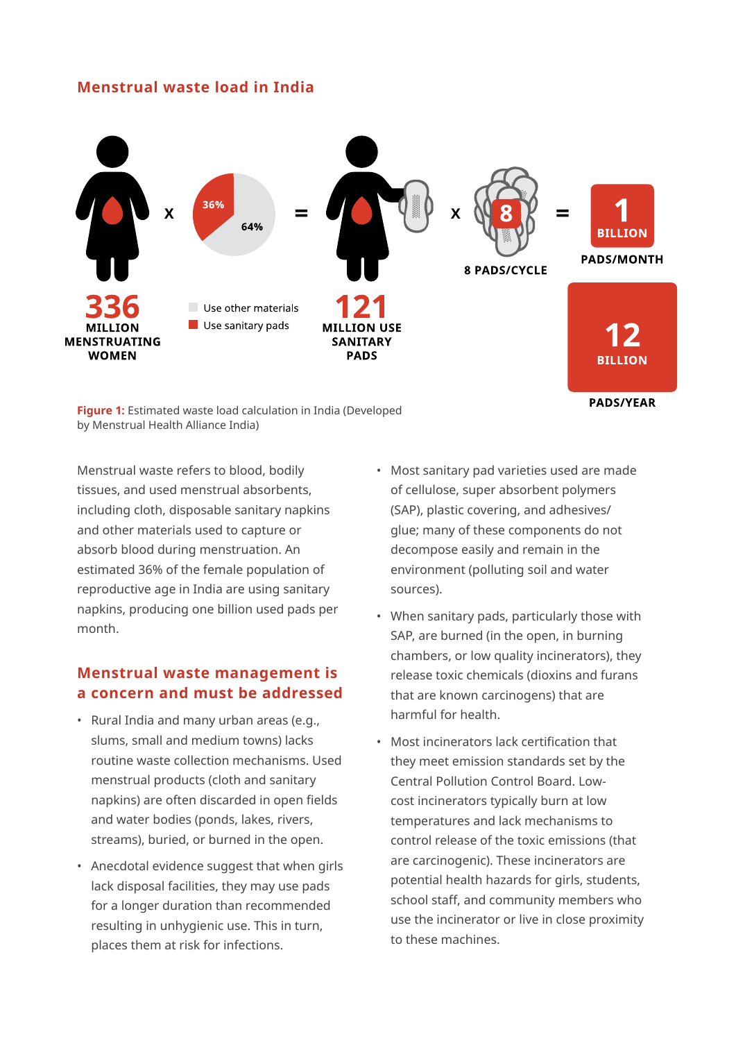## Menstrual waste load in India

336 MILLION MENSTRUATING WOMEN × (36% Use sanitary pads; 64% Use other materials) = 121 MILLION USE SANITARY PADS × 8 PADS/CYCLE = 1 BILLION PADS/MONTH

12 BILLION PADS/YEAR

**Figure 1:** Estimated waste load calculation in India (Developed by Menstrual Health Alliance India)

Menstrual waste refers to blood, bodily tissues, and used menstrual absorbents, including cloth, disposable sanitary napkins and other materials used to capture or absorb blood during menstruation. An estimated 36% of the female population of reproductive age in India are using sanitary napkins, producing one billion used pads per month.

## Menstrual waste management is a concern and must be addressed

- Rural India and many urban areas (e.g., slums, small and medium towns) lacks routine waste collection mechanisms. Used menstrual products (cloth and sanitary napkins) are often discarded in open fields and water bodies (ponds, lakes, rivers, streams), buried, or burned in the open.
- Anecdotal evidence suggest that when girls lack disposal facilities, they may use pads for a longer duration than recommended resulting in unhygienic use. This in turn, places them at risk for infections.
- Most sanitary pad varieties used are made of cellulose, super absorbent polymers (SAP), plastic covering, and adhesives/ glue; many of these components do not decompose easily and remain in the environment (polluting soil and water sources).
- When sanitary pads, particularly those with SAP, are burned (in the open, in burning chambers, or low quality incinerators), they release toxic chemicals (dioxins and furans that are known carcinogens) that are harmful for health.
- Most incinerators lack certification that they meet emission standards set by the Central Pollution Control Board. Low-cost incinerators typically burn at low temperatures and lack mechanisms to control release of the toxic emissions (that are carcinogenic). These incinerators are potential health hazards for girls, students, school staff, and community members who use the incinerator or live in close proximity to these machines.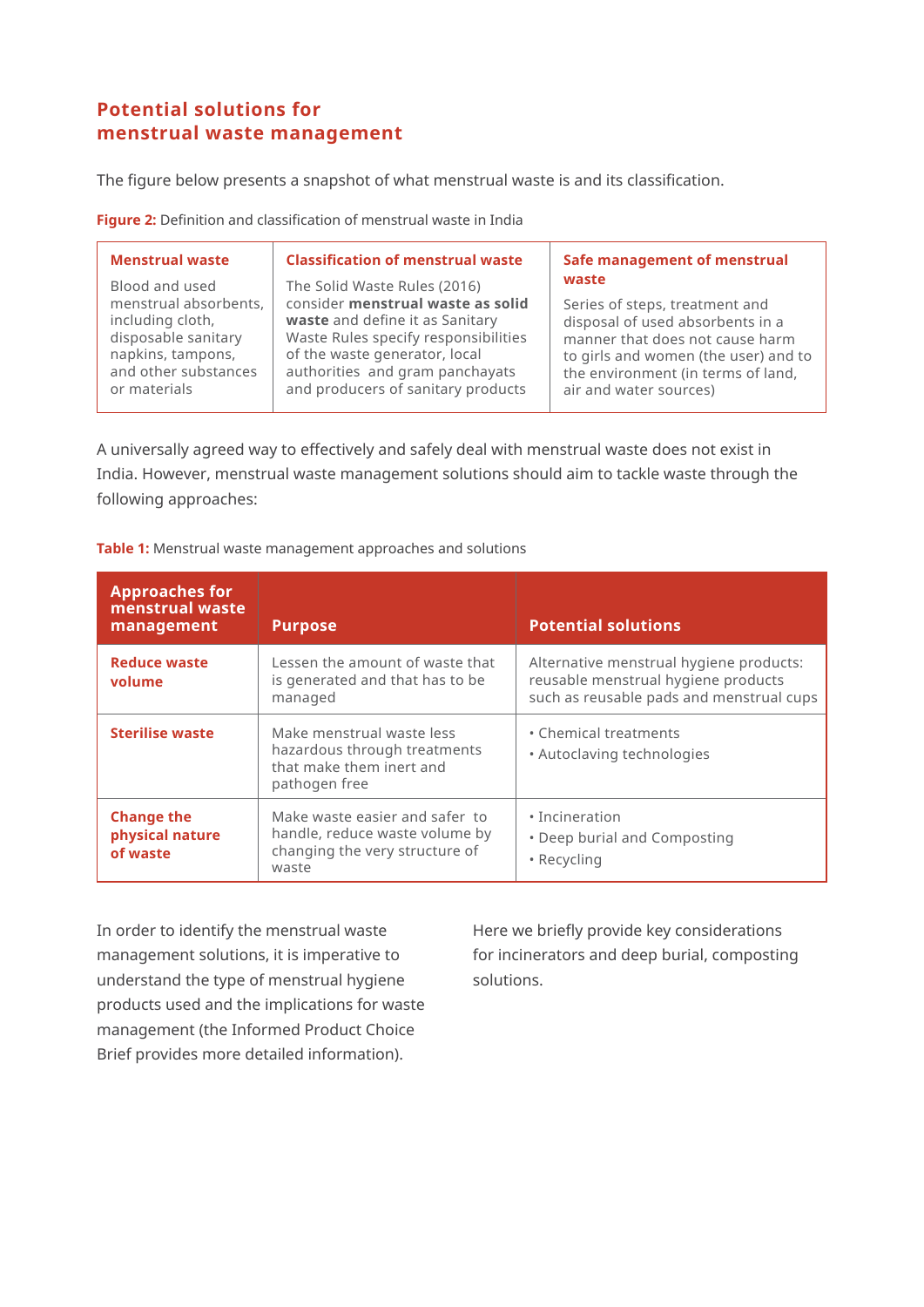## Potential solutions for menstrual waste management

The figure below presents a snapshot of what menstrual waste is and its classification.

**Figure 2:** Definition and classification of menstrual waste in India

| Menstrual waste | Classification of menstrual waste | Safe management of menstrual waste |
|---|---|---|
| Blood and used menstrual absorbents, including cloth, disposable sanitary napkins, tampons, and other substances or materials | The Solid Waste Rules (2016) consider **menstrual waste as solid waste** and define it as Sanitary Waste Rules specify responsibilities of the waste generator, local authorities and gram panchayats and producers of sanitary products | Series of steps, treatment and disposal of used absorbents in a manner that does not cause harm to girls and women (the user) and to the environment (in terms of land, air and water sources) |

A universally agreed way to effectively and safely deal with menstrual waste does not exist in India. However, menstrual waste management solutions should aim to tackle waste through the following approaches:

**Table 1:** Menstrual waste management approaches and solutions

| Approaches for menstrual waste management | Purpose | Potential solutions |
|---|---|---|
| **Reduce waste volume** | Lessen the amount of waste that is generated and that has to be managed | Alternative menstrual hygiene products: reusable menstrual hygiene products such as reusable pads and menstrual cups |
| **Sterilise waste** | Make menstrual waste less hazardous through treatments that make them inert and pathogen free | • Chemical treatments<br>• Autoclaving technologies |
| **Change the physical nature of waste** | Make waste easier and safer to handle, reduce waste volume by changing the very structure of waste | • Incineration<br>• Deep burial and Composting<br>• Recycling |

In order to identify the menstrual waste management solutions, it is imperative to understand the type of menstrual hygiene products used and the implications for waste management (the Informed Product Choice Brief provides more detailed information).

Here we briefly provide key considerations for incinerators and deep burial, composting solutions.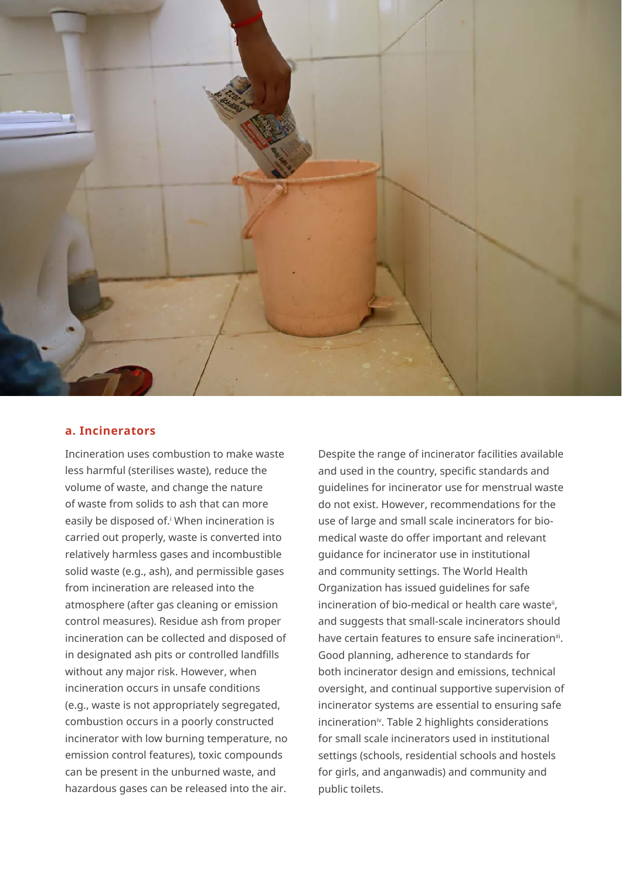## a. Incinerators

Incineration uses combustion to make waste less harmful (sterilises waste), reduce the volume of waste, and change the nature of waste from solids to ash that can more easily be disposed of.[i] When incineration is carried out properly, waste is converted into relatively harmless gases and incombustible solid waste (e.g., ash), and permissible gases from incineration are released into the atmosphere (after gas cleaning or emission control measures). Residue ash from proper incineration can be collected and disposed of in designated ash pits or controlled landfills without any major risk. However, when incineration occurs in unsafe conditions (e.g., waste is not appropriately segregated, combustion occurs in a poorly constructed incinerator with low burning temperature, no emission control features), toxic compounds can be present in the unburned waste, and hazardous gases can be released into the air.

Despite the range of incinerator facilities available and used in the country, specific standards and guidelines for incinerator use for menstrual waste do not exist. However, recommendations for the use of large and small scale incinerators for bio-medical waste do offer important and relevant guidance for incinerator use in institutional and community settings. The World Health Organization has issued guidelines for safe incineration of bio-medical or health care waste[ii], and suggests that small-scale incinerators should have certain features to ensure safe incineration[iii]. Good planning, adherence to standards for both incinerator design and emissions, technical oversight, and continual supportive supervision of incinerator systems are essential to ensuring safe incineration[iv]. Table 2 highlights considerations for small scale incinerators used in institutional settings (schools, residential schools and hostels for girls, and anganwadis) and community and public toilets.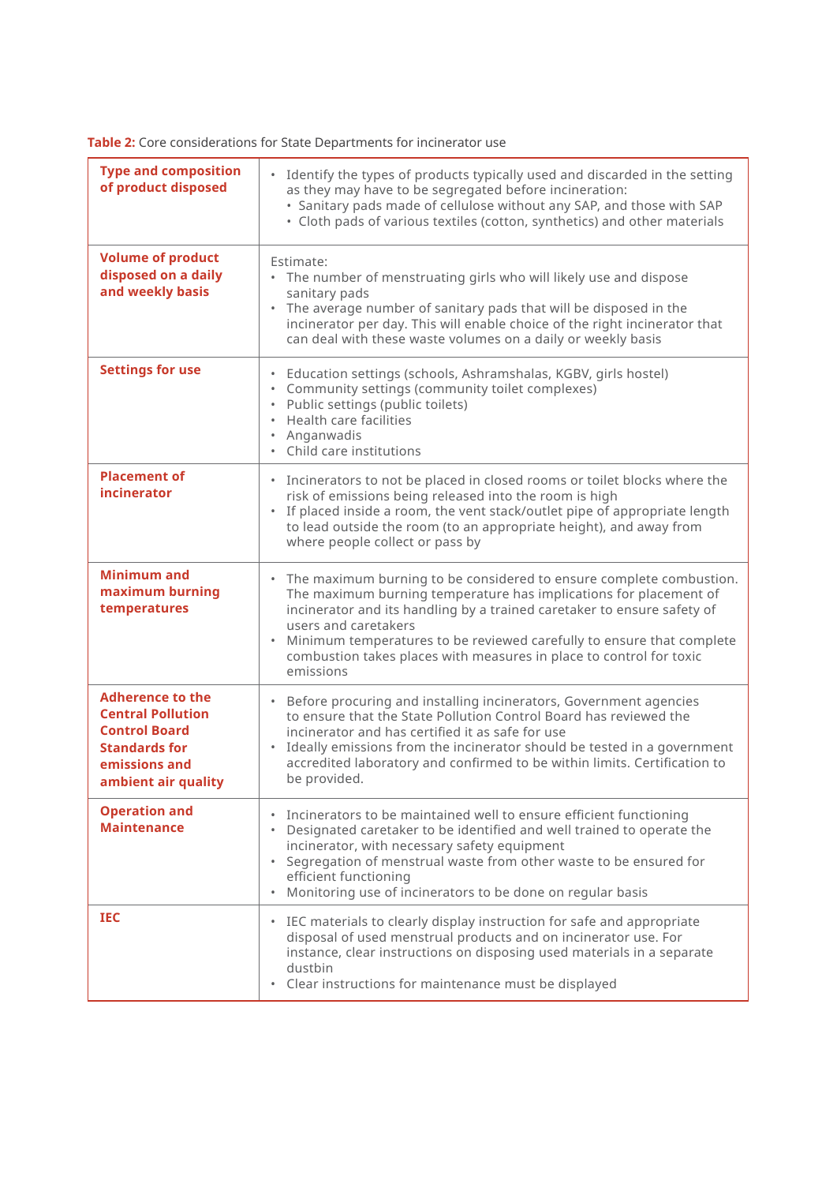**Table 2:** Core considerations for State Departments for incinerator use

| | |
|---|---|
| **Type and composition of product disposed** | • Identify the types of products typically used and discarded in the setting as they may have to be segregated before incineration:<br>  • Sanitary pads made of cellulose without any SAP, and those with SAP<br>  • Cloth pads of various textiles (cotton, synthetics) and other materials |
| **Volume of product disposed on a daily and weekly basis** | Estimate:<br>• The number of menstruating girls who will likely use and dispose sanitary pads<br>• The average number of sanitary pads that will be disposed in the incinerator per day. This will enable choice of the right incinerator that can deal with these waste volumes on a daily or weekly basis |
| **Settings for use** | • Education settings (schools, Ashramshalas, KGBV, girls hostel)<br>• Community settings (community toilet complexes)<br>• Public settings (public toilets)<br>• Health care facilities<br>• Anganwadis<br>• Child care institutions |
| **Placement of incinerator** | • Incinerators to not be placed in closed rooms or toilet blocks where the risk of emissions being released into the room is high<br>• If placed inside a room, the vent stack/outlet pipe of appropriate length to lead outside the room (to an appropriate height), and away from where people collect or pass by |
| **Minimum and maximum burning temperatures** | • The maximum burning to be considered to ensure complete combustion. The maximum burning temperature has implications for placement of incinerator and its handling by a trained caretaker to ensure safety of users and caretakers<br>• Minimum temperatures to be reviewed carefully to ensure that complete combustion takes places with measures in place to control for toxic emissions |
| **Adherence to the Central Pollution Control Board Standards for emissions and ambient air quality** | • Before procuring and installing incinerators, Government agencies to ensure that the State Pollution Control Board has reviewed the incinerator and has certified it as safe for use<br>• Ideally emissions from the incinerator should be tested in a government accredited laboratory and confirmed to be within limits. Certification to be provided. |
| **Operation and Maintenance** | • Incinerators to be maintained well to ensure efficient functioning<br>• Designated caretaker to be identified and well trained to operate the incinerator, with necessary safety equipment<br>• Segregation of menstrual waste from other waste to be ensured for efficient functioning<br>• Monitoring use of incinerators to be done on regular basis |
| **IEC** | • IEC materials to clearly display instruction for safe and appropriate disposal of used menstrual products and on incinerator use. For instance, clear instructions on disposing used materials in a separate dustbin<br>• Clear instructions for maintenance must be displayed |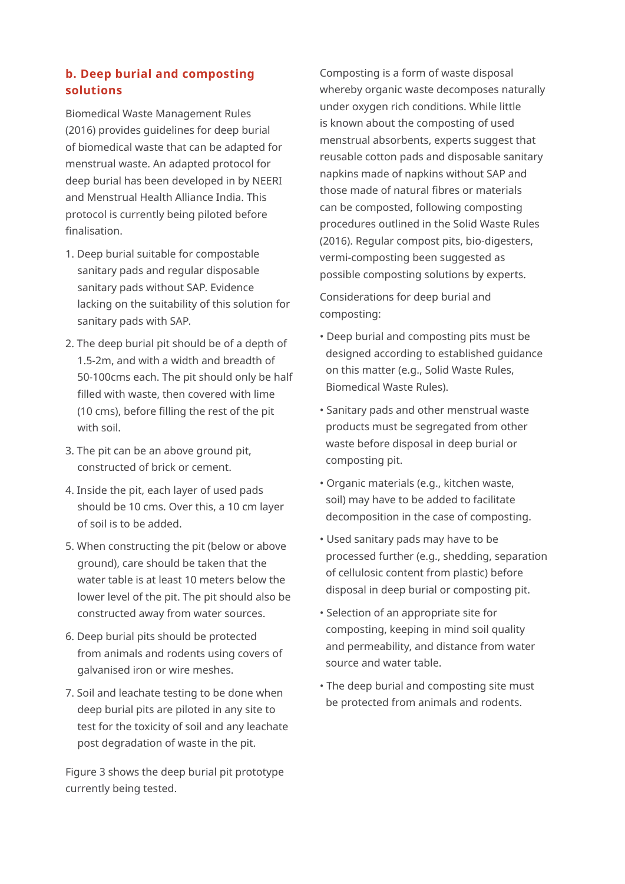## b. Deep burial and composting solutions

Biomedical Waste Management Rules (2016) provides guidelines for deep burial of biomedical waste that can be adapted for menstrual waste. An adapted protocol for deep burial has been developed in by NEERI and Menstrual Health Alliance India. This protocol is currently being piloted before finalisation.

1. Deep burial suitable for compostable sanitary pads and regular disposable sanitary pads without SAP. Evidence lacking on the suitability of this solution for sanitary pads with SAP.
2. The deep burial pit should be of a depth of 1.5-2m, and with a width and breadth of 50-100cms each. The pit should only be half filled with waste, then covered with lime (10 cms), before filling the rest of the pit with soil.
3. The pit can be an above ground pit, constructed of brick or cement.
4. Inside the pit, each layer of used pads should be 10 cms. Over this, a 10 cm layer of soil is to be added.
5. When constructing the pit (below or above ground), care should be taken that the water table is at least 10 meters below the lower level of the pit. The pit should also be constructed away from water sources.
6. Deep burial pits should be protected from animals and rodents using covers of galvanised iron or wire meshes.
7. Soil and leachate testing to be done when deep burial pits are piloted in any site to test for the toxicity of soil and any leachate post degradation of waste in the pit.

Figure 3 shows the deep burial pit prototype currently being tested.

Composting is a form of waste disposal whereby organic waste decomposes naturally under oxygen rich conditions. While little is known about the composting of used menstrual absorbents, experts suggest that reusable cotton pads and disposable sanitary napkins made of napkins without SAP and those made of natural fibres or materials can be composted, following composting procedures outlined in the Solid Waste Rules (2016). Regular compost pits, bio-digesters, vermi-composting been suggested as possible composting solutions by experts.

Considerations for deep burial and composting:

- Deep burial and composting pits must be designed according to established guidance on this matter (e.g., Solid Waste Rules, Biomedical Waste Rules).
- Sanitary pads and other menstrual waste products must be segregated from other waste before disposal in deep burial or composting pit.
- Organic materials (e.g., kitchen waste, soil) may have to be added to facilitate decomposition in the case of composting.
- Used sanitary pads may have to be processed further (e.g., shedding, separation of cellulosic content from plastic) before disposal in deep burial or composting pit.
- Selection of an appropriate site for composting, keeping in mind soil quality and permeability, and distance from water source and water table.
- The deep burial and composting site must be protected from animals and rodents.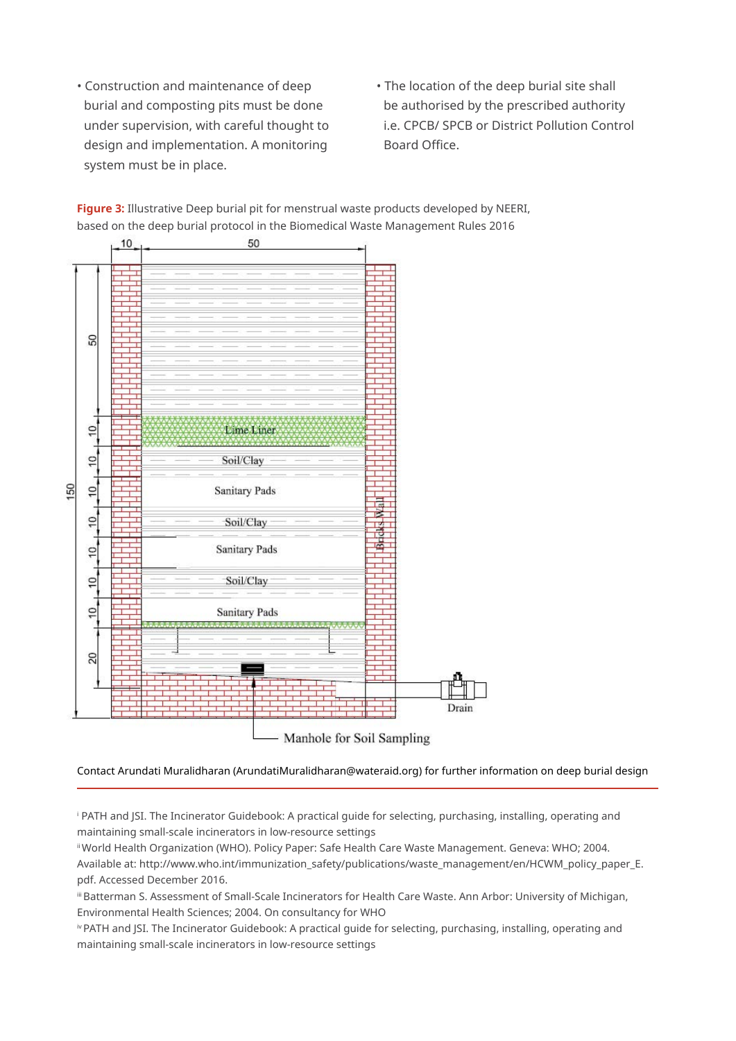- Construction and maintenance of deep burial and composting pits must be done under supervision, with careful thought to design and implementation. A monitoring system must be in place.
- The location of the deep burial site shall be authorised by the prescribed authority i.e. CPCB/ SPCB or District Pollution Control Board Office.

**Figure 3:** Illustrative Deep burial pit for menstrual waste products developed by NEERI, based on the deep burial protocol in the Biomedical Waste Management Rules 2016

Contact Arundati Muralidharan (ArundatiMuralidharan@wateraid.org) for further information on deep burial design

---

[i] PATH and JSI. The Incinerator Guidebook: A practical guide for selecting, purchasing, installing, operating and maintaining small-scale incinerators in low-resource settings

[ii] World Health Organization (WHO). Policy Paper: Safe Health Care Waste Management. Geneva: WHO; 2004. Available at: http://www.who.int/immunization_safety/publications/waste_management/en/HCWM_policy_paper_E.pdf. Accessed December 2016.

[iii] Batterman S. Assessment of Small-Scale Incinerators for Health Care Waste. Ann Arbor: University of Michigan, Environmental Health Sciences; 2004. On consultancy for WHO

[iv] PATH and JSI. The Incinerator Guidebook: A practical guide for selecting, purchasing, installing, operating and maintaining small-scale incinerators in low-resource settings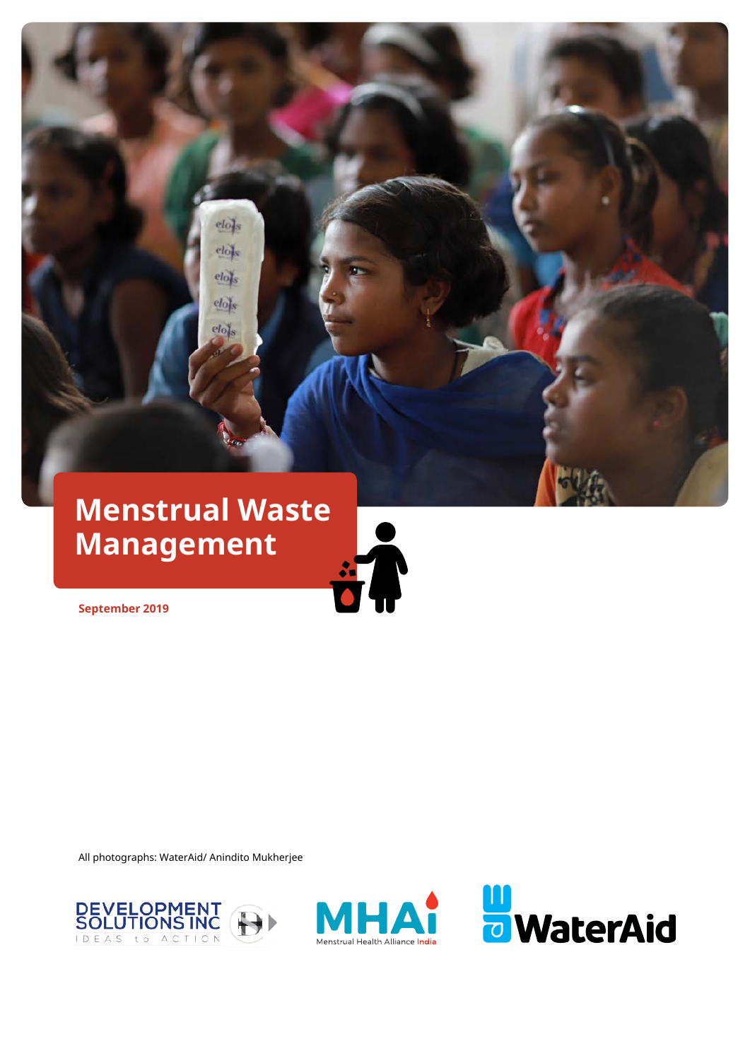# Menstrual Waste Management

**September 2019**

All photographs: WaterAid/ Anindito Mukherjee

DEVELOPMENT SOLUTIONS INC
IDEAS to ACTION

MHAi
Menstrual Health Alliance India

WaterAid